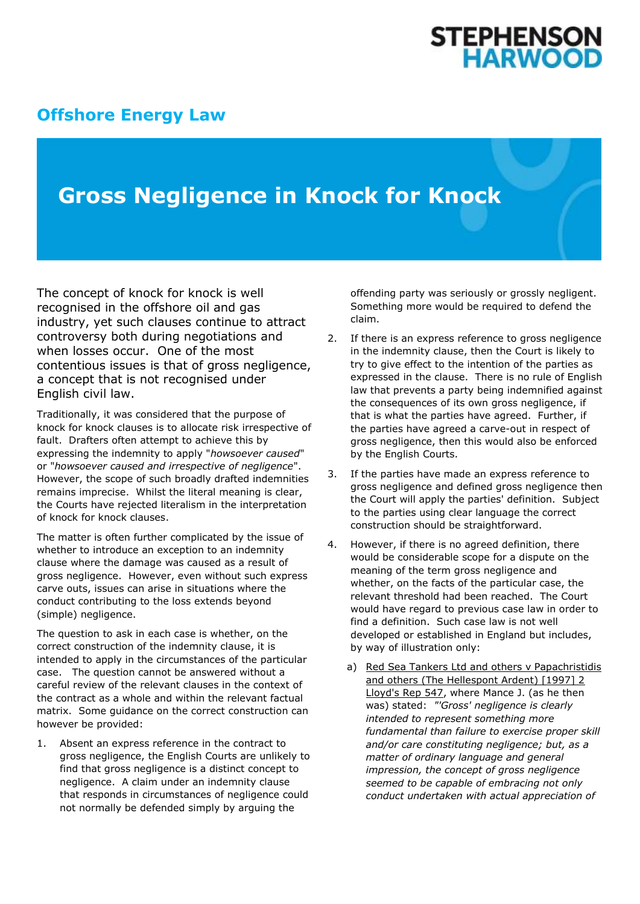# Offshore Energy Law

## Gross Negligence in Knock for Knock

The concept of knock for knock is well recognised in the offshore oil and gas industry, yet such clauses continue to attract controversy both during negotiations and when losses occur. One of the most contentious issues is that of gross negligence, a concept that is not recognised under English civil law.

Traditionally, it was considered that the purpose of knock for knock clauses is to allocate risk irrespective of fault. Drafters often attempt to achieve this by expressing the indemnity to apply "*howsoever caused*" or "*howsoever caused and irrespective of negligence*". However, the scope of such broadly drafted indemnities remains imprecise. Whilst the literal meaning is clear, the Courts have rejected literalism in the interpretation of knock for knock clauses.

The matter is often further complicated by the issue of whether to introduce an exception to an indemnity clause where the damage was caused as a result of gross negligence. However, even without such express carve outs, issues can arise in situations where the conduct contributing to the loss extends beyond (simple) negligence.

The question to ask in each case is whether, on the correct construction of the indemnity clause, it is intended to apply in the circumstances of the particular case. The question cannot be answered without a careful review of the relevant clauses in the context of the contract as a whole and within the relevant factual matrix. Some guidance on the correct construction can however be provided:

1. Absent an express reference in the contract to gross negligence, the English Courts are unlikely to find that gross negligence is a distinct concept to negligence. A claim under an indemnity clause that responds in circumstances of negligence could not normally be defended simply by arguing the offending party was seriously or grossly negligent. Something more would be required to defend the claim.
2. If there is an express reference to gross negligence in the indemnity clause, then the Court is likely to try to give effect to the intention of the parties as expressed in the clause. There is no rule of English law that prevents a party being indemnified against the consequences of its own gross negligence, if that is what the parties have agreed. Further, if the parties have agreed a carve-out in respect of gross negligence, then this would also be enforced by the English Courts.
3. If the parties have made an express reference to gross negligence and defined gross negligence then the Court will apply the parties' definition. Subject to the parties using clear language the correct construction should be straightforward.
4. However, if there is no agreed definition, there would be considerable scope for a dispute on the meaning of the term gross negligence and whether, on the facts of the particular case, the relevant threshold had been reached. The Court would have regard to previous case law in order to find a definition. Such case law is not well developed or established in England but includes, by way of illustration only:
   a) Red Sea Tankers Ltd and others v Papachristidis and others (The Hellespont Ardent) [1997] 2 Lloyd's Rep 547, where Mance J. (as he then was) stated: *"'Gross' negligence is clearly intended to represent something more fundamental than failure to exercise proper skill and/or care constituting negligence; but, as a matter of ordinary language and general impression, the concept of gross negligence seemed to be capable of embracing not only conduct undertaken with actual appreciation of*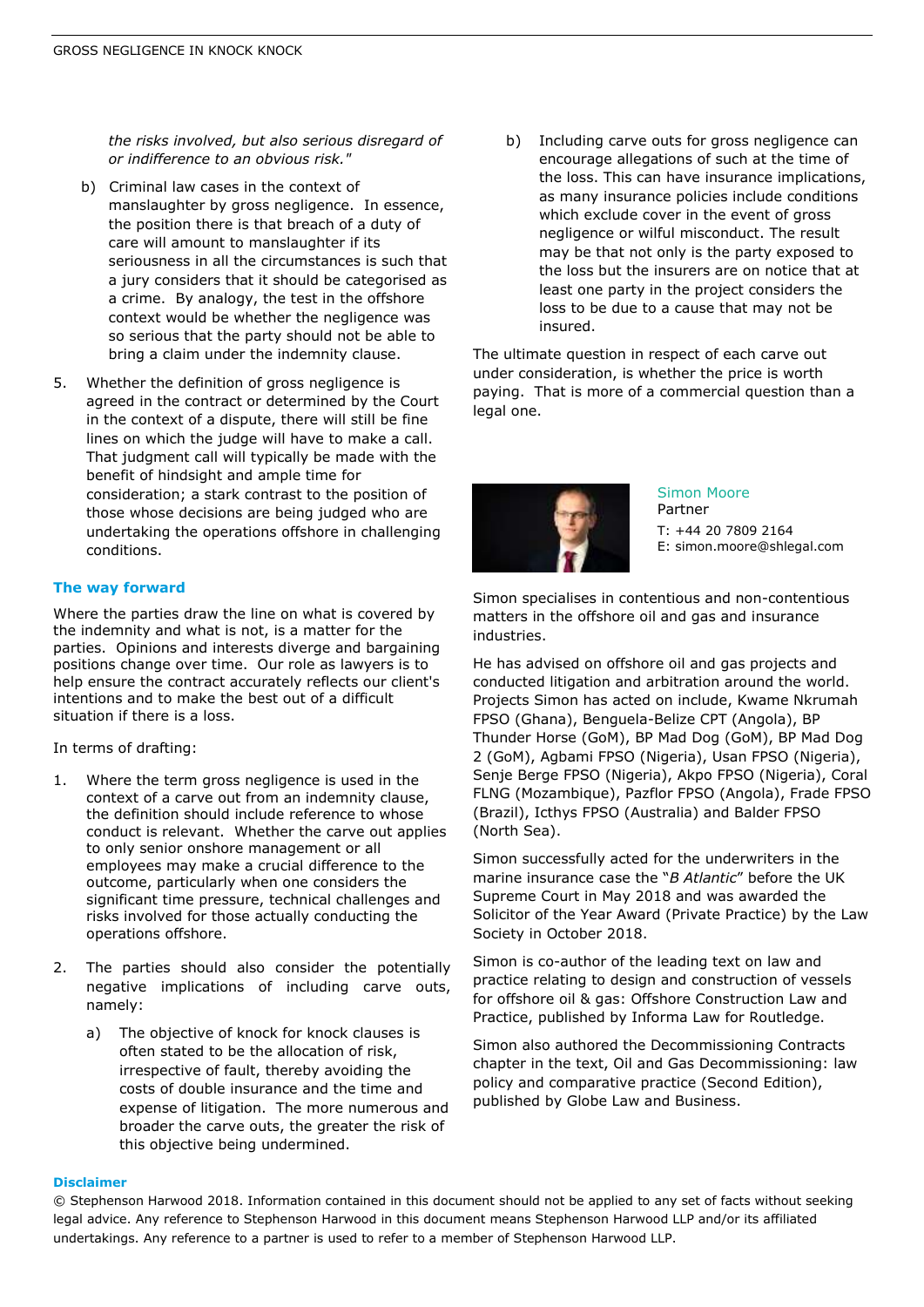the risks involved, but also serious disregard of or indifference to an obvious risk."

b) Criminal law cases in the context of manslaughter by gross negligence. In essence, the position there is that breach of a duty of care will amount to manslaughter if its seriousness in all the circumstances is such that a jury considers that it should be categorised as a crime. By analogy, the test in the offshore context would be whether the negligence was so serious that the party should not be able to bring a claim under the indemnity clause.

5. Whether the definition of gross negligence is agreed in the contract or determined by the Court in the context of a dispute, there will still be fine lines on which the judge will have to make a call. That judgment call will typically be made with the benefit of hindsight and ample time for consideration; a stark contrast to the position of those whose decisions are being judged who are undertaking the operations offshore in challenging conditions.

### The way forward

Where the parties draw the line on what is covered by the indemnity and what is not, is a matter for the parties. Opinions and interests diverge and bargaining positions change over time. Our role as lawyers is to help ensure the contract accurately reflects our client's intentions and to make the best out of a difficult situation if there is a loss.

In terms of drafting:

1. Where the term gross negligence is used in the context of a carve out from an indemnity clause, the definition should include reference to whose conduct is relevant. Whether the carve out applies to only senior onshore management or all employees may make a crucial difference to the outcome, particularly when one considers the significant time pressure, technical challenges and risks involved for those actually conducting the operations offshore.

2. The parties should also consider the potentially negative implications of including carve outs, namely:

   a) The objective of knock for knock clauses is often stated to be the allocation of risk, irrespective of fault, thereby avoiding the costs of double insurance and the time and expense of litigation. The more numerous and broader the carve outs, the greater the risk of this objective being undermined.

   b) Including carve outs for gross negligence can encourage allegations of such at the time of the loss. This can have insurance implications, as many insurance policies include conditions which exclude cover in the event of gross negligence or wilful misconduct. The result may be that not only is the party exposed to the loss but the insurers are on notice that at least one party in the project considers the loss to be due to a cause that may not be insured.

The ultimate question in respect of each carve out under consideration, is whether the price is worth paying. That is more of a commercial question than a legal one.

Simon Moore
Partner
T: +44 20 7809 2164
E: simon.moore@shlegal.com

Simon specialises in contentious and non-contentious matters in the offshore oil and gas and insurance industries.

He has advised on offshore oil and gas projects and conducted litigation and arbitration around the world. Projects Simon has acted on include, Kwame Nkrumah FPSO (Ghana), Benguela-Belize CPT (Angola), BP Thunder Horse (GoM), BP Mad Dog (GoM), BP Mad Dog 2 (GoM), Agbami FPSO (Nigeria), Usan FPSO (Nigeria), Senje Berge FPSO (Nigeria), Akpo FPSO (Nigeria), Coral FLNG (Mozambique), Pazflor FPSO (Angola), Frade FPSO (Brazil), Icthys FPSO (Australia) and Balder FPSO (North Sea).

Simon successfully acted for the underwriters in the marine insurance case the "*B Atlantic*" before the UK Supreme Court in May 2018 and was awarded the Solicitor of the Year Award (Private Practice) by the Law Society in October 2018.

Simon is co-author of the leading text on law and practice relating to design and construction of vessels for offshore oil & gas: Offshore Construction Law and Practice, published by Informa Law for Routledge.

Simon also authored the Decommissioning Contracts chapter in the text, Oil and Gas Decommissioning: law policy and comparative practice (Second Edition), published by Globe Law and Business.

**Disclaimer**

© Stephenson Harwood 2018. Information contained in this document should not be applied to any set of facts without seeking legal advice. Any reference to Stephenson Harwood in this document means Stephenson Harwood LLP and/or its affiliated undertakings. Any reference to a partner is used to refer to a member of Stephenson Harwood LLP.